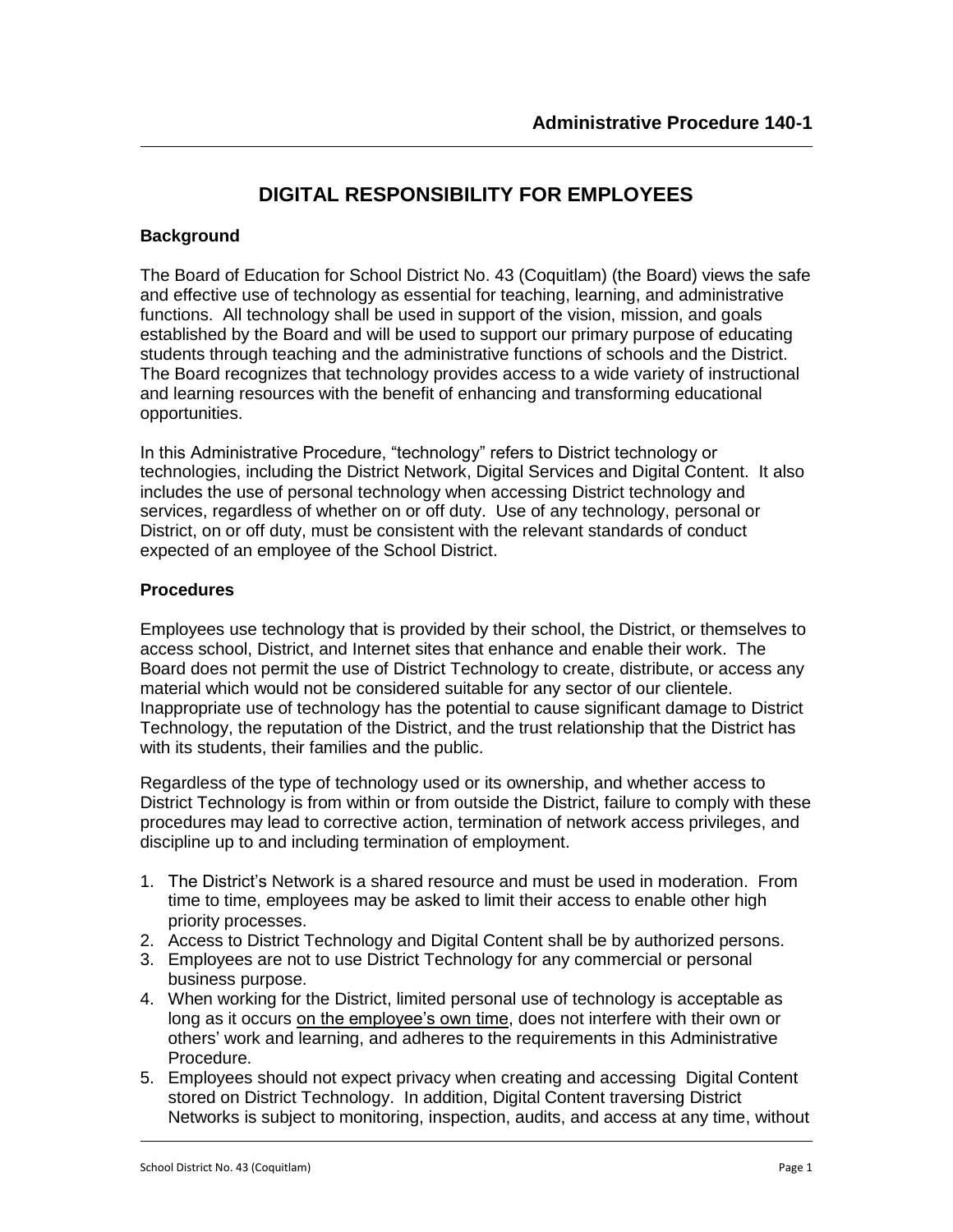**Administrative Procedure 140-1**

# DIGITAL RESPONSIBILITY FOR EMPLOYEES

## Background

The Board of Education for School District No. 43 (Coquitlam) (the Board) views the safe and effective use of technology as essential for teaching, learning, and administrative functions. All technology shall be used in support of the vision, mission, and goals established by the Board and will be used to support our primary purpose of educating students through teaching and the administrative functions of schools and the District. The Board recognizes that technology provides access to a wide variety of instructional and learning resources with the benefit of enhancing and transforming educational opportunities.

In this Administrative Procedure, "technology" refers to District technology or technologies, including the District Network, Digital Services and Digital Content. It also includes the use of personal technology when accessing District technology and services, regardless of whether on or off duty. Use of any technology, personal or District, on or off duty, must be consistent with the relevant standards of conduct expected of an employee of the School District.

## Procedures

Employees use technology that is provided by their school, the District, or themselves to access school, District, and Internet sites that enhance and enable their work. The Board does not permit the use of District Technology to create, distribute, or access any material which would not be considered suitable for any sector of our clientele. Inappropriate use of technology has the potential to cause significant damage to District Technology, the reputation of the District, and the trust relationship that the District has with its students, their families and the public.

Regardless of the type of technology used or its ownership, and whether access to District Technology is from within or from outside the District, failure to comply with these procedures may lead to corrective action, termination of network access privileges, and discipline up to and including termination of employment.

1. The District's Network is a shared resource and must be used in moderation. From time to time, employees may be asked to limit their access to enable other high priority processes.
2. Access to District Technology and Digital Content shall be by authorized persons.
3. Employees are not to use District Technology for any commercial or personal business purpose.
4. When working for the District, limited personal use of technology is acceptable as long as it occurs <u>on the employee's own time</u>, does not interfere with their own or others' work and learning, and adheres to the requirements in this Administrative Procedure.
5. Employees should not expect privacy when creating and accessing Digital Content stored on District Technology. In addition, Digital Content traversing District Networks is subject to monitoring, inspection, audits, and access at any time, without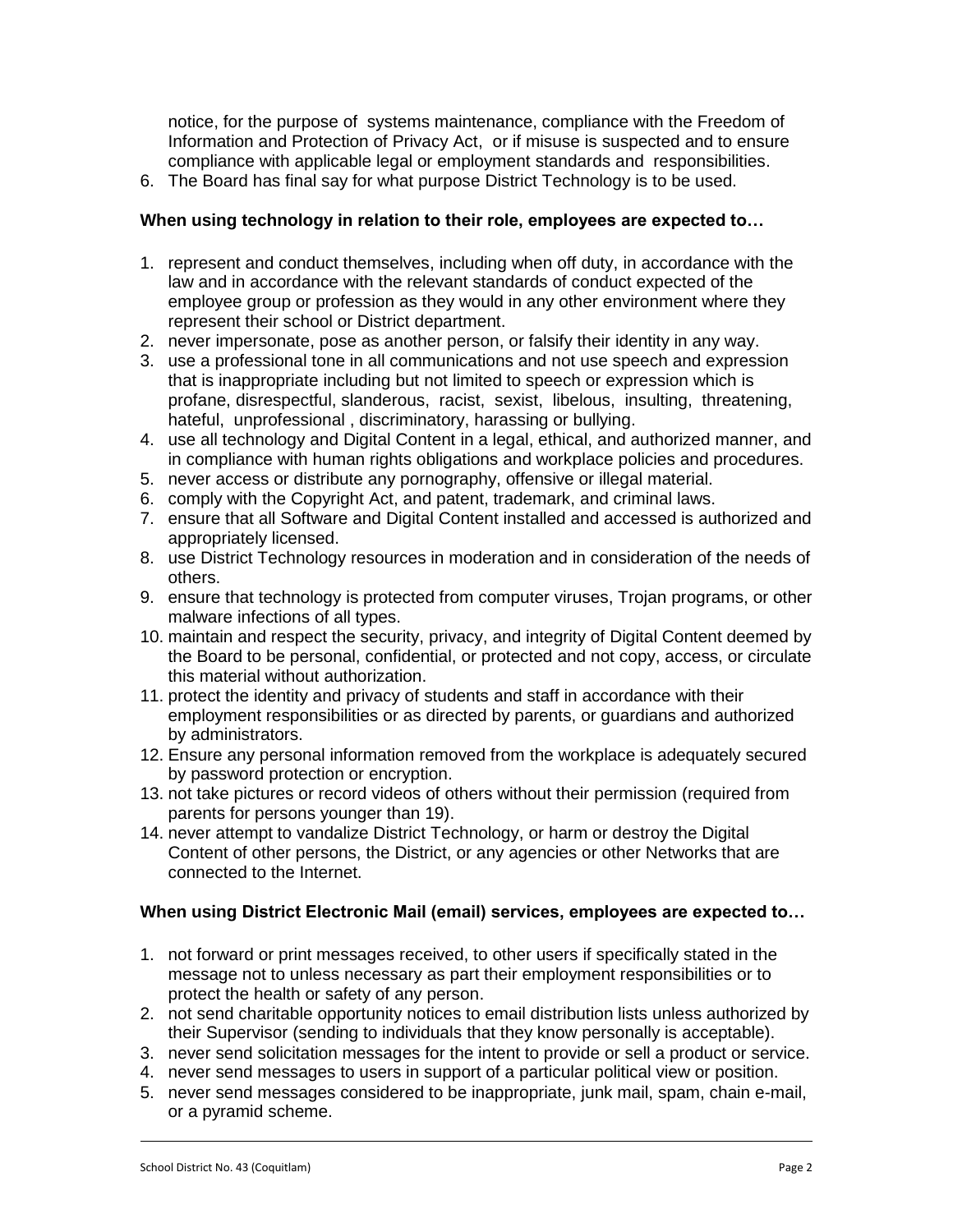notice, for the purpose of systems maintenance, compliance with the Freedom of Information and Protection of Privacy Act, or if misuse is suspected and to ensure compliance with applicable legal or employment standards and responsibilities.

6. The Board has final say for what purpose District Technology is to be used.

**When using technology in relation to their role, employees are expected to…**

1. represent and conduct themselves, including when off duty, in accordance with the law and in accordance with the relevant standards of conduct expected of the employee group or profession as they would in any other environment where they represent their school or District department.
2. never impersonate, pose as another person, or falsify their identity in any way.
3. use a professional tone in all communications and not use speech and expression that is inappropriate including but not limited to speech or expression which is profane, disrespectful, slanderous, racist, sexist, libelous, insulting, threatening, hateful, unprofessional , discriminatory, harassing or bullying.
4. use all technology and Digital Content in a legal, ethical, and authorized manner, and in compliance with human rights obligations and workplace policies and procedures.
5. never access or distribute any pornography, offensive or illegal material.
6. comply with the Copyright Act, and patent, trademark, and criminal laws.
7. ensure that all Software and Digital Content installed and accessed is authorized and appropriately licensed.
8. use District Technology resources in moderation and in consideration of the needs of others.
9. ensure that technology is protected from computer viruses, Trojan programs, or other malware infections of all types.
10. maintain and respect the security, privacy, and integrity of Digital Content deemed by the Board to be personal, confidential, or protected and not copy, access, or circulate this material without authorization.
11. protect the identity and privacy of students and staff in accordance with their employment responsibilities or as directed by parents, or guardians and authorized by administrators.
12. Ensure any personal information removed from the workplace is adequately secured by password protection or encryption.
13. not take pictures or record videos of others without their permission (required from parents for persons younger than 19).
14. never attempt to vandalize District Technology, or harm or destroy the Digital Content of other persons, the District, or any agencies or other Networks that are connected to the Internet.

**When using District Electronic Mail (email) services, employees are expected to…**

1. not forward or print messages received, to other users if specifically stated in the message not to unless necessary as part their employment responsibilities or to protect the health or safety of any person.
2. not send charitable opportunity notices to email distribution lists unless authorized by their Supervisor (sending to individuals that they know personally is acceptable).
3. never send solicitation messages for the intent to provide or sell a product or service.
4. never send messages to users in support of a particular political view or position.
5. never send messages considered to be inappropriate, junk mail, spam, chain e-mail, or a pyramid scheme.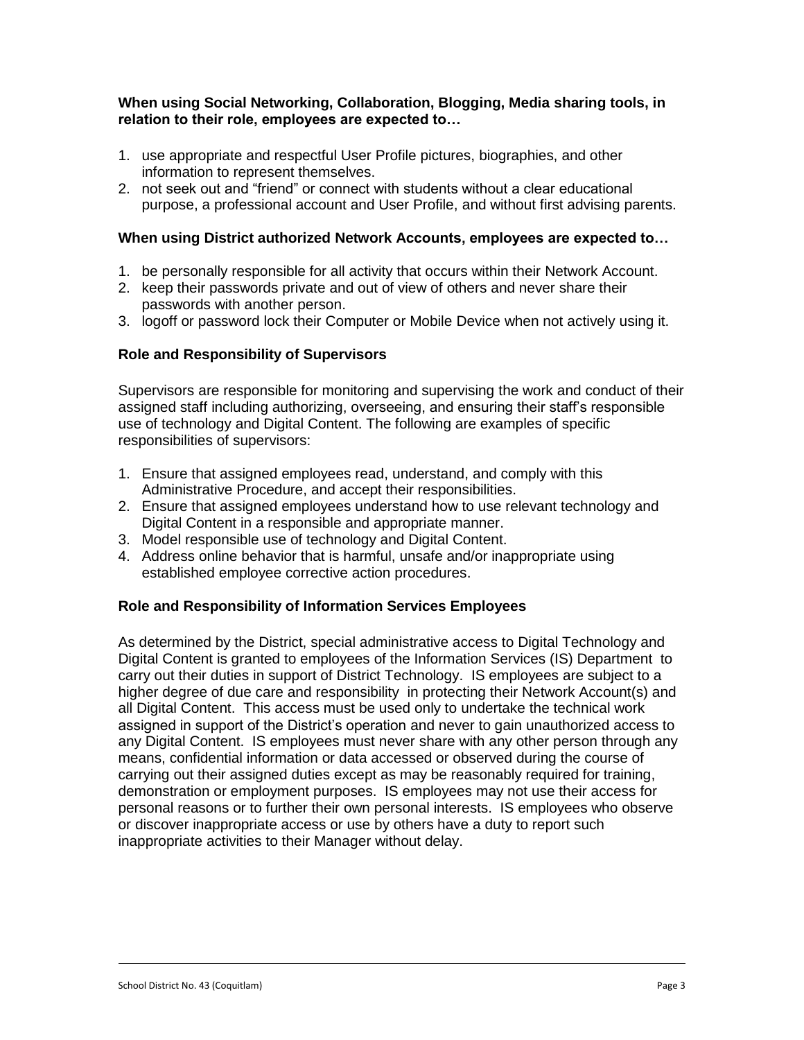**When using Social Networking, Collaboration, Blogging, Media sharing tools, in relation to their role, employees are expected to…**

1. use appropriate and respectful User Profile pictures, biographies, and other information to represent themselves.
2. not seek out and "friend" or connect with students without a clear educational purpose, a professional account and User Profile, and without first advising parents.

**When using District authorized Network Accounts, employees are expected to…**

1. be personally responsible for all activity that occurs within their Network Account.
2. keep their passwords private and out of view of others and never share their passwords with another person.
3. logoff or password lock their Computer or Mobile Device when not actively using it.

### Role and Responsibility of Supervisors

Supervisors are responsible for monitoring and supervising the work and conduct of their assigned staff including authorizing, overseeing, and ensuring their staff's responsible use of technology and Digital Content. The following are examples of specific responsibilities of supervisors:

1. Ensure that assigned employees read, understand, and comply with this Administrative Procedure, and accept their responsibilities.
2. Ensure that assigned employees understand how to use relevant technology and Digital Content in a responsible and appropriate manner.
3. Model responsible use of technology and Digital Content.
4. Address online behavior that is harmful, unsafe and/or inappropriate using established employee corrective action procedures.

### Role and Responsibility of Information Services Employees

As determined by the District, special administrative access to Digital Technology and Digital Content is granted to employees of the Information Services (IS) Department to carry out their duties in support of District Technology. IS employees are subject to a higher degree of due care and responsibility in protecting their Network Account(s) and all Digital Content. This access must be used only to undertake the technical work assigned in support of the District's operation and never to gain unauthorized access to any Digital Content. IS employees must never share with any other person through any means, confidential information or data accessed or observed during the course of carrying out their assigned duties except as may be reasonably required for training, demonstration or employment purposes. IS employees may not use their access for personal reasons or to further their own personal interests. IS employees who observe or discover inappropriate access or use by others have a duty to report such inappropriate activities to their Manager without delay.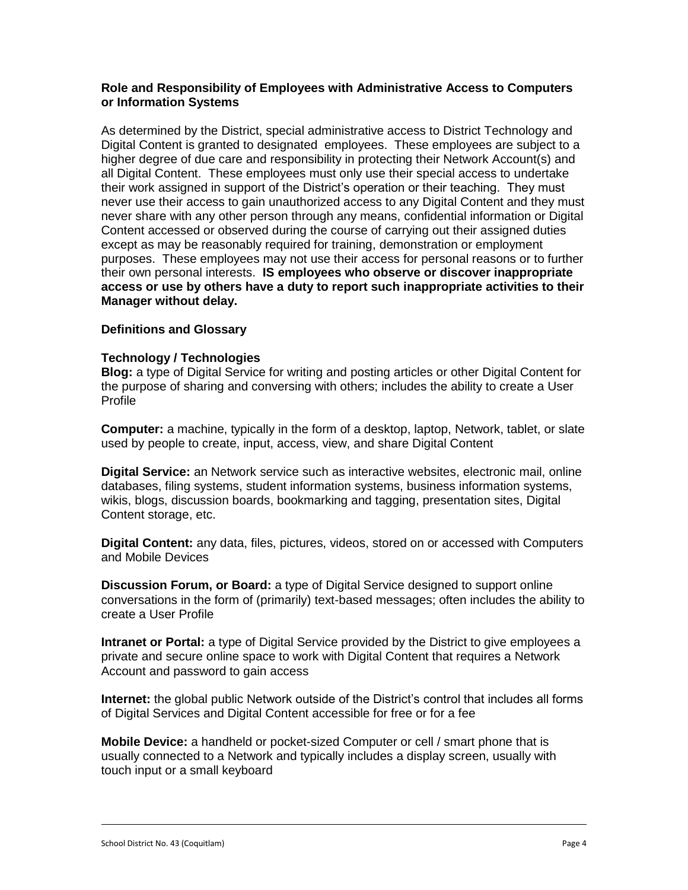**Role and Responsibility of Employees with Administrative Access to Computers or Information Systems**

As determined by the District, special administrative access to District Technology and Digital Content is granted to designated employees. These employees are subject to a higher degree of due care and responsibility in protecting their Network Account(s) and all Digital Content. These employees must only use their special access to undertake their work assigned in support of the District's operation or their teaching. They must never use their access to gain unauthorized access to any Digital Content and they must never share with any other person through any means, confidential information or Digital Content accessed or observed during the course of carrying out their assigned duties except as may be reasonably required for training, demonstration or employment purposes. These employees may not use their access for personal reasons or to further their own personal interests. **IS employees who observe or discover inappropriate access or use by others have a duty to report such inappropriate activities to their Manager without delay.**

**Definitions and Glossary**

**Technology / Technologies**

**Blog:** a type of Digital Service for writing and posting articles or other Digital Content for the purpose of sharing and conversing with others; includes the ability to create a User Profile

**Computer:** a machine, typically in the form of a desktop, laptop, Network, tablet, or slate used by people to create, input, access, view, and share Digital Content

**Digital Service:** an Network service such as interactive websites, electronic mail, online databases, filing systems, student information systems, business information systems, wikis, blogs, discussion boards, bookmarking and tagging, presentation sites, Digital Content storage, etc.

**Digital Content:** any data, files, pictures, videos, stored on or accessed with Computers and Mobile Devices

**Discussion Forum, or Board:** a type of Digital Service designed to support online conversations in the form of (primarily) text-based messages; often includes the ability to create a User Profile

**Intranet or Portal:** a type of Digital Service provided by the District to give employees a private and secure online space to work with Digital Content that requires a Network Account and password to gain access

**Internet:** the global public Network outside of the District's control that includes all forms of Digital Services and Digital Content accessible for free or for a fee

**Mobile Device:** a handheld or pocket-sized Computer or cell / smart phone that is usually connected to a Network and typically includes a display screen, usually with touch input or a small keyboard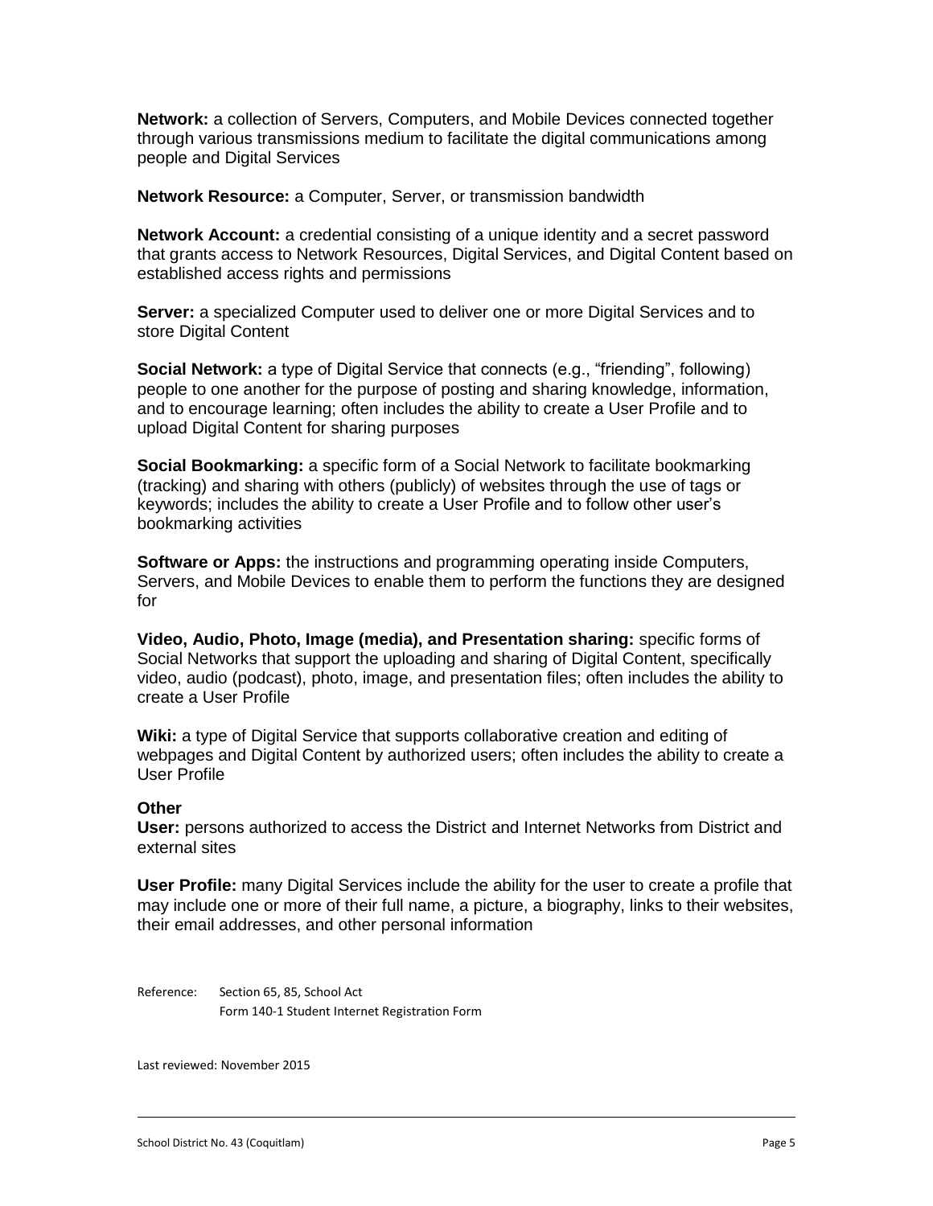**Network:** a collection of Servers, Computers, and Mobile Devices connected together through various transmissions medium to facilitate the digital communications among people and Digital Services

**Network Resource:** a Computer, Server, or transmission bandwidth

**Network Account:** a credential consisting of a unique identity and a secret password that grants access to Network Resources, Digital Services, and Digital Content based on established access rights and permissions

**Server:** a specialized Computer used to deliver one or more Digital Services and to store Digital Content

**Social Network:** a type of Digital Service that connects (e.g., "friending", following) people to one another for the purpose of posting and sharing knowledge, information, and to encourage learning; often includes the ability to create a User Profile and to upload Digital Content for sharing purposes

**Social Bookmarking:** a specific form of a Social Network to facilitate bookmarking (tracking) and sharing with others (publicly) of websites through the use of tags or keywords; includes the ability to create a User Profile and to follow other user's bookmarking activities

**Software or Apps:** the instructions and programming operating inside Computers, Servers, and Mobile Devices to enable them to perform the functions they are designed for

**Video, Audio, Photo, Image (media), and Presentation sharing:** specific forms of Social Networks that support the uploading and sharing of Digital Content, specifically video, audio (podcast), photo, image, and presentation files; often includes the ability to create a User Profile

**Wiki:** a type of Digital Service that supports collaborative creation and editing of webpages and Digital Content by authorized users; often includes the ability to create a User Profile

**Other**

**User:** persons authorized to access the District and Internet Networks from District and external sites

**User Profile:** many Digital Services include the ability for the user to create a profile that may include one or more of their full name, a picture, a biography, links to their websites, their email addresses, and other personal information

Reference: Section 65, 85, School Act
Form 140-1 Student Internet Registration Form

Last reviewed: November 2015